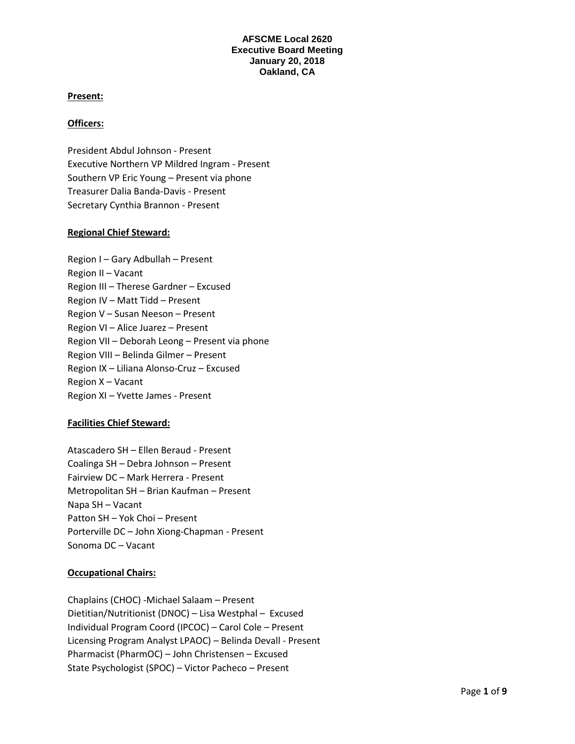**AFSCME Local 2620**
**Executive Board Meeting**
**January 20, 2018**
**Oakland, CA**

**Present:**

**Officers:**

President Abdul Johnson - Present
Executive Northern VP Mildred Ingram - Present
Southern VP Eric Young – Present via phone
Treasurer Dalia Banda-Davis - Present
Secretary Cynthia Brannon - Present

**Regional Chief Steward:**

Region I – Gary Adbullah – Present
Region II – Vacant
Region III – Therese Gardner – Excused
Region IV – Matt Tidd – Present
Region V – Susan Neeson – Present
Region VI – Alice Juarez – Present
Region VII – Deborah Leong – Present via phone
Region VIII – Belinda Gilmer – Present
Region IX – Liliana Alonso-Cruz – Excused
Region X – Vacant
Region XI – Yvette James - Present

**Facilities Chief Steward:**

Atascadero SH – Ellen Beraud - Present
Coalinga SH – Debra Johnson – Present
Fairview DC – Mark Herrera - Present
Metropolitan SH – Brian Kaufman – Present
Napa SH – Vacant
Patton SH – Yok Choi – Present
Porterville DC – John Xiong-Chapman - Present
Sonoma DC – Vacant

**Occupational Chairs:**

Chaplains (CHOC) -Michael Salaam – Present
Dietitian/Nutritionist (DNOC) – Lisa Westphal – Excused
Individual Program Coord (IPCOC) – Carol Cole – Present
Licensing Program Analyst LPAOC) – Belinda Devall - Present
Pharmacist (PharmOC) – John Christensen – Excused
State Psychologist (SPOC) – Victor Pacheco – Present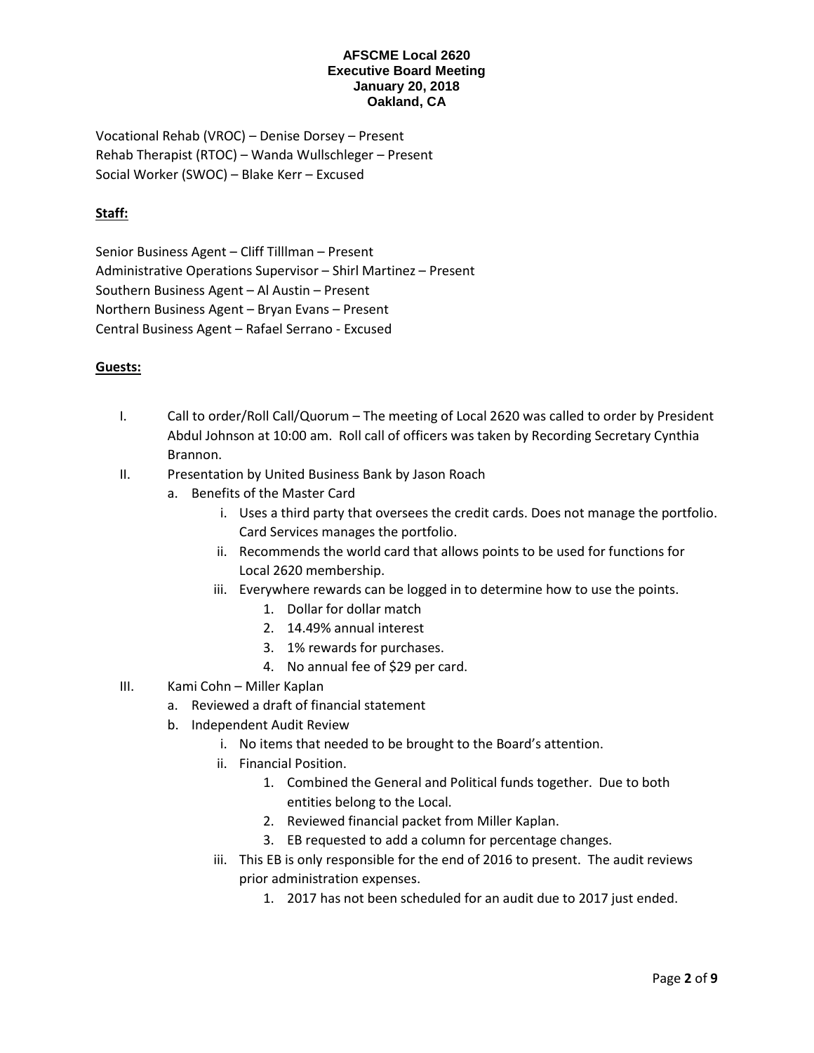**AFSCME Local 2620**
**Executive Board Meeting**
**January 20, 2018**
**Oakland, CA**

Vocational Rehab (VROC) – Denise Dorsey – Present
Rehab Therapist (RTOC) – Wanda Wullschleger – Present
Social Worker (SWOC) – Blake Kerr – Excused

**Staff:**

Senior Business Agent – Cliff Tilllman – Present
Administrative Operations Supervisor – Shirl Martinez – Present
Southern Business Agent – Al Austin – Present
Northern Business Agent – Bryan Evans – Present
Central Business Agent – Rafael Serrano - Excused

**Guests:**

I. Call to order/Roll Call/Quorum – The meeting of Local 2620 was called to order by President Abdul Johnson at 10:00 am. Roll call of officers was taken by Recording Secretary Cynthia Brannon.

II. Presentation by United Business Bank by Jason Roach
   a. Benefits of the Master Card
      i. Uses a third party that oversees the credit cards. Does not manage the portfolio. Card Services manages the portfolio.
      ii. Recommends the world card that allows points to be used for functions for Local 2620 membership.
      iii. Everywhere rewards can be logged in to determine how to use the points.
         1. Dollar for dollar match
         2. 14.49% annual interest
         3. 1% rewards for purchases.
         4. No annual fee of $29 per card.

III. Kami Cohn – Miller Kaplan
   a. Reviewed a draft of financial statement
   b. Independent Audit Review
      i. No items that needed to be brought to the Board's attention.
      ii. Financial Position.
         1. Combined the General and Political funds together. Due to both entities belong to the Local.
         2. Reviewed financial packet from Miller Kaplan.
         3. EB requested to add a column for percentage changes.
      iii. This EB is only responsible for the end of 2016 to present. The audit reviews prior administration expenses.
         1. 2017 has not been scheduled for an audit due to 2017 just ended.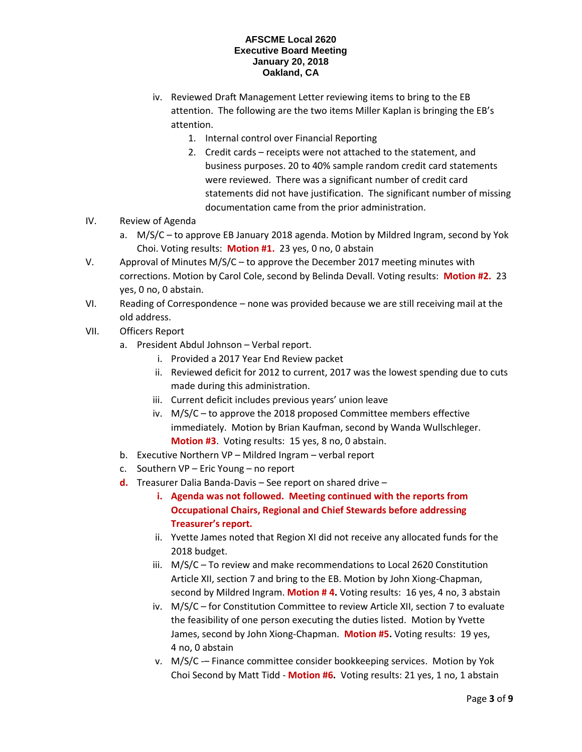**AFSCME Local 2620**
**Executive Board Meeting**
**January 20, 2018**
**Oakland, CA**

- iv. Reviewed Draft Management Letter reviewing items to bring to the EB attention. The following are the two items Miller Kaplan is bringing the EB's attention.
  1. Internal control over Financial Reporting
  2. Credit cards – receipts were not attached to the statement, and business purposes. 20 to 40% sample random credit card statements were reviewed. There was a significant number of credit card statements did not have justification. The significant number of missing documentation came from the prior administration.

IV. Review of Agenda

- a. M/S/C – to approve EB January 2018 agenda. Motion by Mildred Ingram, second by Yok Choi. Voting results: **Motion #1.** 23 yes, 0 no, 0 abstain

V. Approval of Minutes M/S/C – to approve the December 2017 meeting minutes with corrections. Motion by Carol Cole, second by Belinda Devall. Voting results: **Motion #2.** 23 yes, 0 no, 0 abstain.

VI. Reading of Correspondence – none was provided because we are still receiving mail at the old address.

VII. Officers Report

- a. President Abdul Johnson – Verbal report.
  - i. Provided a 2017 Year End Review packet
  - ii. Reviewed deficit for 2012 to current, 2017 was the lowest spending due to cuts made during this administration.
  - iii. Current deficit includes previous years' union leave
  - iv. M/S/C – to approve the 2018 proposed Committee members effective immediately. Motion by Brian Kaufman, second by Wanda Wullschleger. **Motion #3**. Voting results: 15 yes, 8 no, 0 abstain.
- b. Executive Northern VP – Mildred Ingram – verbal report
- c. Southern VP – Eric Young – no report
- **d.** Treasurer Dalia Banda-Davis – See report on shared drive –
  - **i. Agenda was not followed. Meeting continued with the reports from Occupational Chairs, Regional and Chief Stewards before addressing Treasurer's report.**
  - ii. Yvette James noted that Region XI did not receive any allocated funds for the 2018 budget.
  - iii. M/S/C – To review and make recommendations to Local 2620 Constitution Article XII, section 7 and bring to the EB. Motion by John Xiong-Chapman, second by Mildred Ingram. **Motion # 4.** Voting results: 16 yes, 4 no, 3 abstain
  - iv. M/S/C – for Constitution Committee to review Article XII, section 7 to evaluate the feasibility of one person executing the duties listed. Motion by Yvette James, second by John Xiong-Chapman. **Motion #5.** Voting results: 19 yes, 4 no, 0 abstain
  - v. M/S/C -– Finance committee consider bookkeeping services. Motion by Yok Choi Second by Matt Tidd - **Motion #6.** Voting results: 21 yes, 1 no, 1 abstain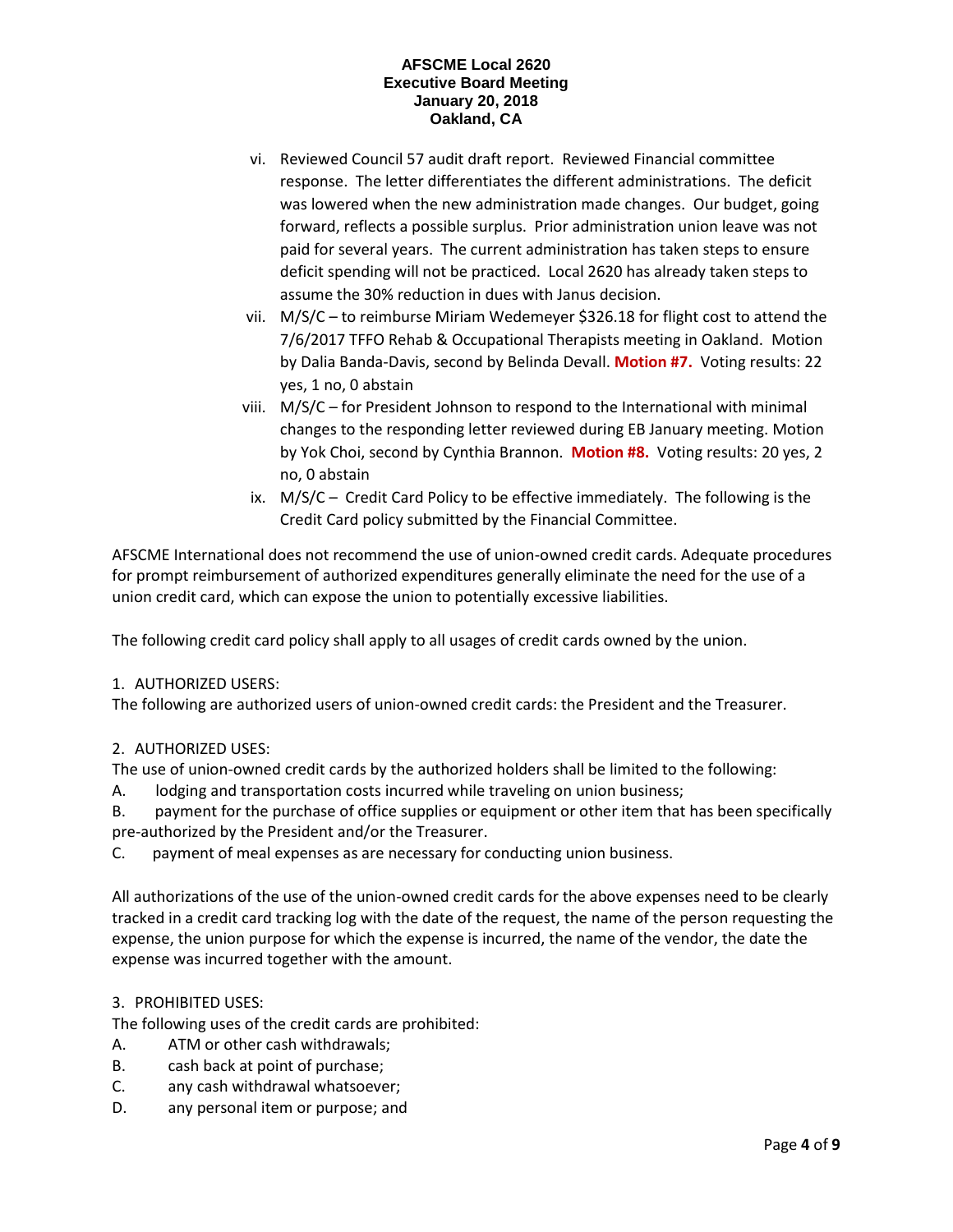vi. Reviewed Council 57 audit draft report. Reviewed Financial committee response. The letter differentiates the different administrations. The deficit was lowered when the new administration made changes. Our budget, going forward, reflects a possible surplus. Prior administration union leave was not paid for several years. The current administration has taken steps to ensure deficit spending will not be practiced. Local 2620 has already taken steps to assume the 30% reduction in dues with Janus decision.

vii. M/S/C – to reimburse Miriam Wedemeyer $326.18 for flight cost to attend the 7/6/2017 TFFO Rehab & Occupational Therapists meeting in Oakland. Motion by Dalia Banda-Davis, second by Belinda Devall. **Motion #7.** Voting results: 22 yes, 1 no, 0 abstain

viii. M/S/C – for President Johnson to respond to the International with minimal changes to the responding letter reviewed during EB January meeting. Motion by Yok Choi, second by Cynthia Brannon. **Motion #8.** Voting results: 20 yes, 2 no, 0 abstain

ix. M/S/C – Credit Card Policy to be effective immediately. The following is the Credit Card policy submitted by the Financial Committee.

AFSCME International does not recommend the use of union-owned credit cards. Adequate procedures for prompt reimbursement of authorized expenditures generally eliminate the need for the use of a union credit card, which can expose the union to potentially excessive liabilities.

The following credit card policy shall apply to all usages of credit cards owned by the union.

1. AUTHORIZED USERS:

The following are authorized users of union-owned credit cards: the President and the Treasurer.

2. AUTHORIZED USES:

The use of union-owned credit cards by the authorized holders shall be limited to the following:

A. lodging and transportation costs incurred while traveling on union business;

B. payment for the purchase of office supplies or equipment or other item that has been specifically pre-authorized by the President and/or the Treasurer.

C. payment of meal expenses as are necessary for conducting union business.

All authorizations of the use of the union-owned credit cards for the above expenses need to be clearly tracked in a credit card tracking log with the date of the request, the name of the person requesting the expense, the union purpose for which the expense is incurred, the name of the vendor, the date the expense was incurred together with the amount.

3. PROHIBITED USES:

The following uses of the credit cards are prohibited:

A. ATM or other cash withdrawals;

B. cash back at point of purchase;

C. any cash withdrawal whatsoever;

D. any personal item or purpose; and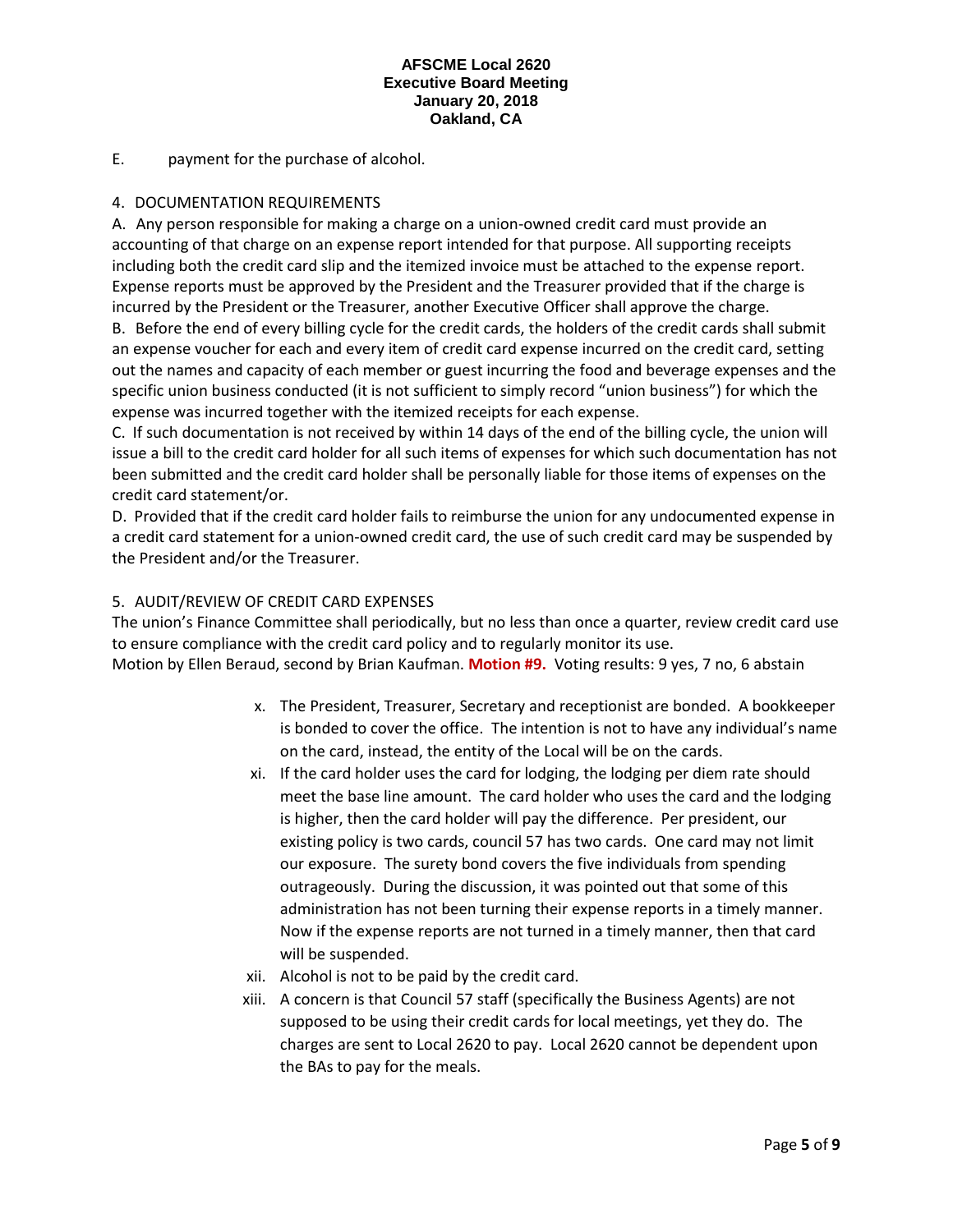E. payment for the purchase of alcohol.

4. DOCUMENTATION REQUIREMENTS

A. Any person responsible for making a charge on a union-owned credit card must provide an accounting of that charge on an expense report intended for that purpose. All supporting receipts including both the credit card slip and the itemized invoice must be attached to the expense report. Expense reports must be approved by the President and the Treasurer provided that if the charge is incurred by the President or the Treasurer, another Executive Officer shall approve the charge.

B. Before the end of every billing cycle for the credit cards, the holders of the credit cards shall submit an expense voucher for each and every item of credit card expense incurred on the credit card, setting out the names and capacity of each member or guest incurring the food and beverage expenses and the specific union business conducted (it is not sufficient to simply record "union business") for which the expense was incurred together with the itemized receipts for each expense.

C. If such documentation is not received by within 14 days of the end of the billing cycle, the union will issue a bill to the credit card holder for all such items of expenses for which such documentation has not been submitted and the credit card holder shall be personally liable for those items of expenses on the credit card statement/or.

D. Provided that if the credit card holder fails to reimburse the union for any undocumented expense in a credit card statement for a union-owned credit card, the use of such credit card may be suspended by the President and/or the Treasurer.

5. AUDIT/REVIEW OF CREDIT CARD EXPENSES

The union's Finance Committee shall periodically, but no less than once a quarter, review credit card use to ensure compliance with the credit card policy and to regularly monitor its use.

Motion by Ellen Beraud, second by Brian Kaufman. **Motion #9.** Voting results: 9 yes, 7 no, 6 abstain

x. The President, Treasurer, Secretary and receptionist are bonded. A bookkeeper is bonded to cover the office. The intention is not to have any individual's name on the card, instead, the entity of the Local will be on the cards.

xi. If the card holder uses the card for lodging, the lodging per diem rate should meet the base line amount. The card holder who uses the card and the lodging is higher, then the card holder will pay the difference. Per president, our existing policy is two cards, council 57 has two cards. One card may not limit our exposure. The surety bond covers the five individuals from spending outrageously. During the discussion, it was pointed out that some of this administration has not been turning their expense reports in a timely manner. Now if the expense reports are not turned in a timely manner, then that card will be suspended.

xii. Alcohol is not to be paid by the credit card.

xiii. A concern is that Council 57 staff (specifically the Business Agents) are not supposed to be using their credit cards for local meetings, yet they do. The charges are sent to Local 2620 to pay. Local 2620 cannot be dependent upon the BAs to pay for the meals.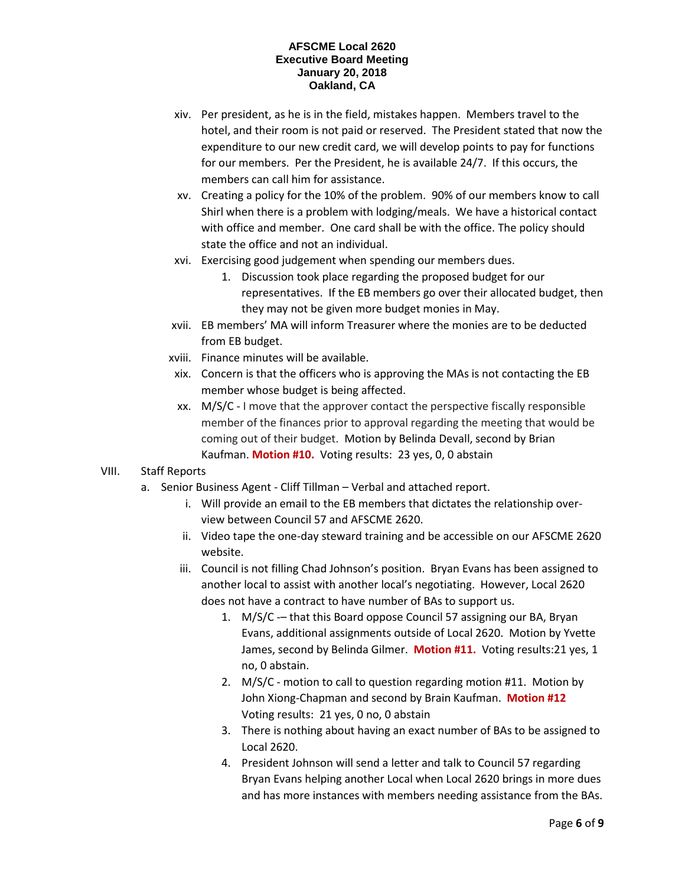xiv. Per president, as he is in the field, mistakes happen. Members travel to the hotel, and their room is not paid or reserved. The President stated that now the expenditure to our new credit card, we will develop points to pay for functions for our members. Per the President, he is available 24/7. If this occurs, the members can call him for assistance.

xv. Creating a policy for the 10% of the problem. 90% of our members know to call Shirl when there is a problem with lodging/meals. We have a historical contact with office and member. One card shall be with the office. The policy should state the office and not an individual.

xvi. Exercising good judgement when spending our members dues.

1. Discussion took place regarding the proposed budget for our representatives. If the EB members go over their allocated budget, then they may not be given more budget monies in May.

xvii. EB members' MA will inform Treasurer where the monies are to be deducted from EB budget.

xviii. Finance minutes will be available.

xix. Concern is that the officers who is approving the MAs is not contacting the EB member whose budget is being affected.

xx. M/S/C - I move that the approver contact the perspective fiscally responsible member of the finances prior to approval regarding the meeting that would be coming out of their budget. Motion by Belinda Devall, second by Brian Kaufman. **Motion #10.** Voting results: 23 yes, 0, 0 abstain

VIII. Staff Reports

a. Senior Business Agent - Cliff Tillman – Verbal and attached report.

i. Will provide an email to the EB members that dictates the relationship over-view between Council 57 and AFSCME 2620.

ii. Video tape the one-day steward training and be accessible on our AFSCME 2620 website.

iii. Council is not filling Chad Johnson's position. Bryan Evans has been assigned to another local to assist with another local's negotiating. However, Local 2620 does not have a contract to have number of BAs to support us.

1. M/S/C -– that this Board oppose Council 57 assigning our BA, Bryan Evans, additional assignments outside of Local 2620. Motion by Yvette James, second by Belinda Gilmer. **Motion #11.** Voting results:21 yes, 1 no, 0 abstain.

2. M/S/C - motion to call to question regarding motion #11. Motion by John Xiong-Chapman and second by Brain Kaufman. **Motion #12** Voting results: 21 yes, 0 no, 0 abstain

3. There is nothing about having an exact number of BAs to be assigned to Local 2620.

4. President Johnson will send a letter and talk to Council 57 regarding Bryan Evans helping another Local when Local 2620 brings in more dues and has more instances with members needing assistance from the BAs.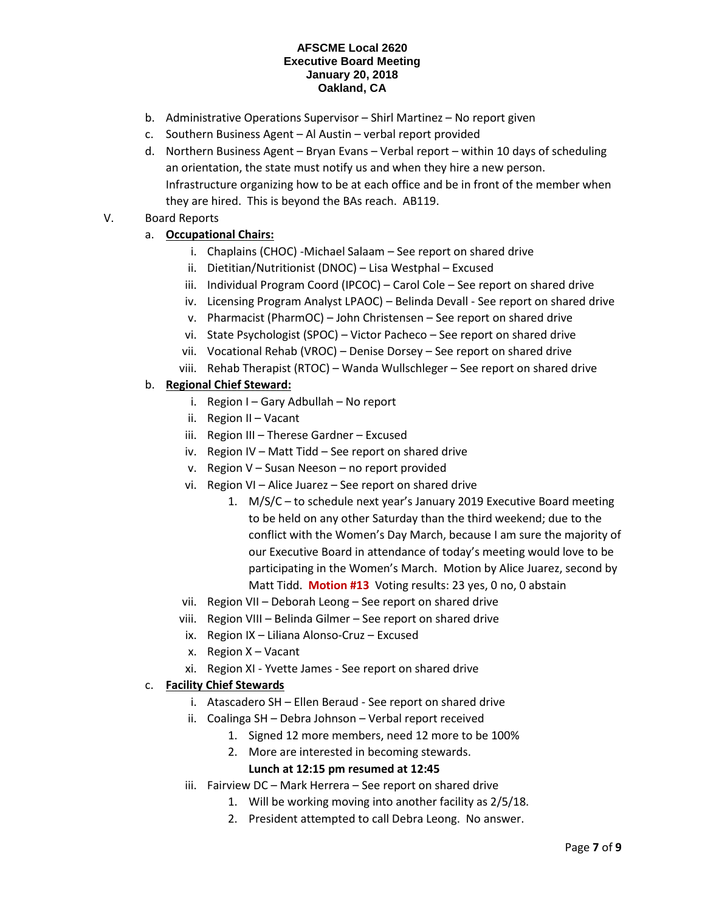**AFSCME Local 2620**
**Executive Board Meeting**
**January 20, 2018**
**Oakland, CA**

b. Administrative Operations Supervisor – Shirl Martinez – No report given

c. Southern Business Agent – Al Austin – verbal report provided

d. Northern Business Agent – Bryan Evans – Verbal report – within 10 days of scheduling an orientation, the state must notify us and when they hire a new person. Infrastructure organizing how to be at each office and be in front of the member when they are hired. This is beyond the BAs reach. AB119.

V. Board Reports

a. **Occupational Chairs:**

i. Chaplains (CHOC) -Michael Salaam – See report on shared drive
ii. Dietitian/Nutritionist (DNOC) – Lisa Westphal – Excused
iii. Individual Program Coord (IPCOC) – Carol Cole – See report on shared drive
iv. Licensing Program Analyst LPAOC) – Belinda Devall - See report on shared drive
v. Pharmacist (PharmOC) – John Christensen – See report on shared drive
vi. State Psychologist (SPOC) – Victor Pacheco – See report on shared drive
vii. Vocational Rehab (VROC) – Denise Dorsey – See report on shared drive
viii. Rehab Therapist (RTOC) – Wanda Wullschleger – See report on shared drive

b. **Regional Chief Steward:**

i. Region I – Gary Adbullah – No report
ii. Region II – Vacant
iii. Region III – Therese Gardner – Excused
iv. Region IV – Matt Tidd – See report on shared drive
v. Region V – Susan Neeson – no report provided
vi. Region VI – Alice Juarez – See report on shared drive
   1. M/S/C – to schedule next year's January 2019 Executive Board meeting to be held on any other Saturday than the third weekend; due to the conflict with the Women's Day March, because I am sure the majority of our Executive Board in attendance of today's meeting would love to be participating in the Women's March. Motion by Alice Juarez, second by Matt Tidd. **Motion #13** Voting results: 23 yes, 0 no, 0 abstain
vii. Region VII – Deborah Leong – See report on shared drive
viii. Region VIII – Belinda Gilmer – See report on shared drive
ix. Region IX – Liliana Alonso-Cruz – Excused
x. Region X – Vacant
xi. Region XI - Yvette James - See report on shared drive

c. **Facility Chief Stewards**

i. Atascadero SH – Ellen Beraud - See report on shared drive
ii. Coalinga SH – Debra Johnson – Verbal report received
   1. Signed 12 more members, need 12 more to be 100%
   2. More are interested in becoming stewards.

   **Lunch at 12:15 pm resumed at 12:45**

iii. Fairview DC – Mark Herrera – See report on shared drive
   1. Will be working moving into another facility as 2/5/18.
   2. President attempted to call Debra Leong. No answer.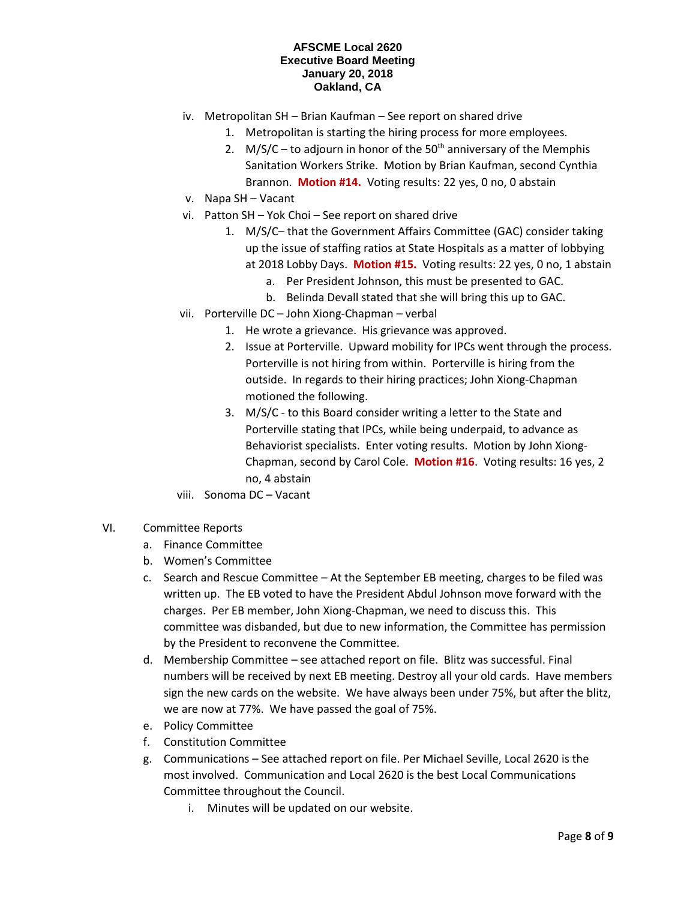**AFSCME Local 2620**
**Executive Board Meeting**
**January 20, 2018**
**Oakland, CA**

iv. Metropolitan SH – Brian Kaufman – See report on shared drive
   1. Metropolitan is starting the hiring process for more employees.
   2. M/S/C – to adjourn in honor of the 50th anniversary of the Memphis Sanitation Workers Strike. Motion by Brian Kaufman, second Cynthia Brannon. **Motion #14.** Voting results: 22 yes, 0 no, 0 abstain

v. Napa SH – Vacant

vi. Patton SH – Yok Choi – See report on shared drive
   1. M/S/C– that the Government Affairs Committee (GAC) consider taking up the issue of staffing ratios at State Hospitals as a matter of lobbying at 2018 Lobby Days. **Motion #15.** Voting results: 22 yes, 0 no, 1 abstain
      a. Per President Johnson, this must be presented to GAC.
      b. Belinda Devall stated that she will bring this up to GAC.

vii. Porterville DC – John Xiong-Chapman – verbal
   1. He wrote a grievance. His grievance was approved.
   2. Issue at Porterville. Upward mobility for IPCs went through the process. Porterville is not hiring from within. Porterville is hiring from the outside. In regards to their hiring practices; John Xiong-Chapman motioned the following.
   3. M/S/C - to this Board consider writing a letter to the State and Porterville stating that IPCs, while being underpaid, to advance as Behaviorist specialists. Enter voting results. Motion by John Xiong-Chapman, second by Carol Cole. **Motion #16**. Voting results: 16 yes, 2 no, 4 abstain

viii. Sonoma DC – Vacant

VI. Committee Reports
   a. Finance Committee
   b. Women's Committee
   c. Search and Rescue Committee – At the September EB meeting, charges to be filed was written up. The EB voted to have the President Abdul Johnson move forward with the charges. Per EB member, John Xiong-Chapman, we need to discuss this. This committee was disbanded, but due to new information, the Committee has permission by the President to reconvene the Committee.
   d. Membership Committee – see attached report on file. Blitz was successful. Final numbers will be received by next EB meeting. Destroy all your old cards. Have members sign the new cards on the website. We have always been under 75%, but after the blitz, we are now at 77%. We have passed the goal of 75%.
   e. Policy Committee
   f. Constitution Committee
   g. Communications – See attached report on file. Per Michael Seville, Local 2620 is the most involved. Communication and Local 2620 is the best Local Communications Committee throughout the Council.
      i. Minutes will be updated on our website.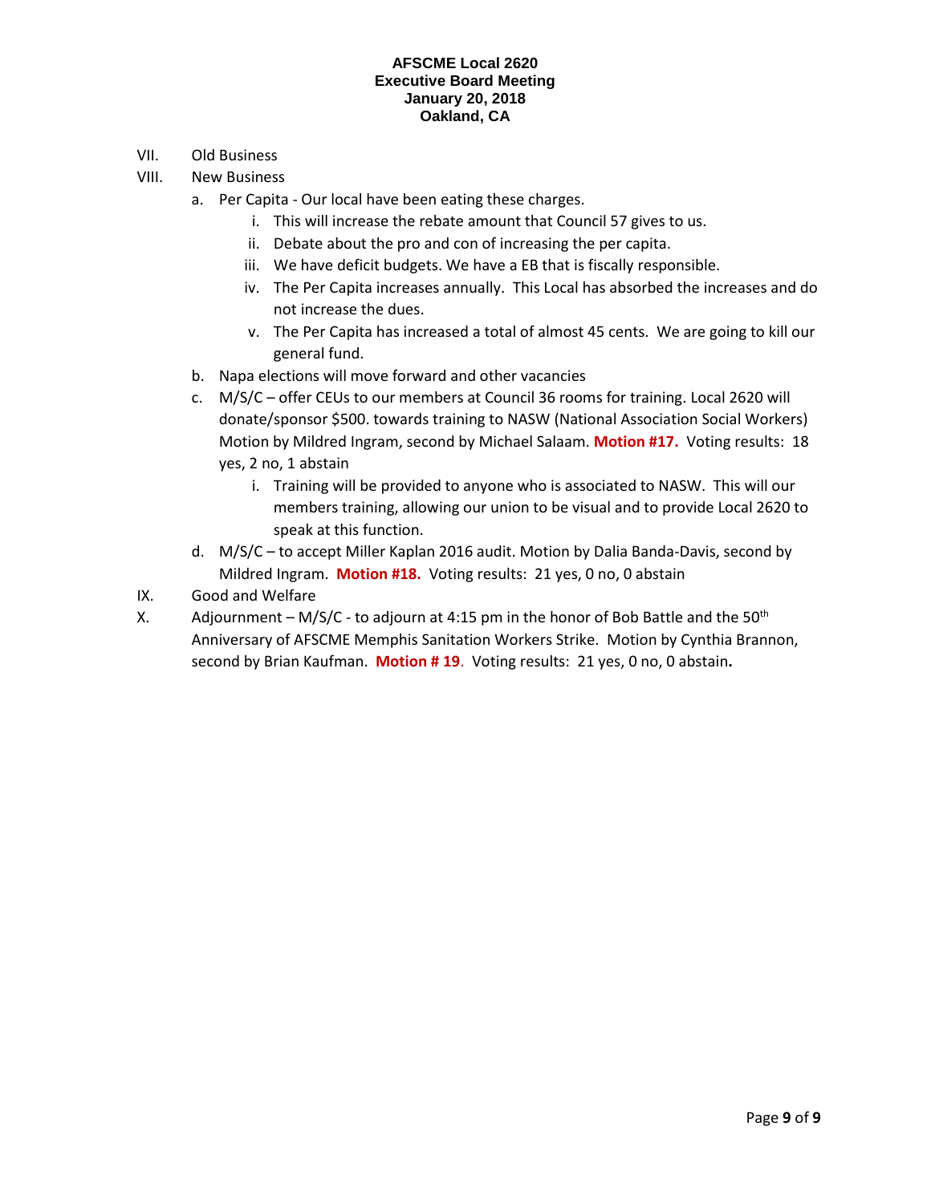**AFSCME Local 2620**
**Executive Board Meeting**
**January 20, 2018**
**Oakland, CA**

VII. Old Business

VIII. New Business

a. Per Capita - Our local have been eating these charges.

   i. This will increase the rebate amount that Council 57 gives to us.

   ii. Debate about the pro and con of increasing the per capita.

   iii. We have deficit budgets. We have a EB that is fiscally responsible.

   iv. The Per Capita increases annually. This Local has absorbed the increases and do not increase the dues.

   v. The Per Capita has increased a total of almost 45 cents. We are going to kill our general fund.

b. Napa elections will move forward and other vacancies

c. M/S/C – offer CEUs to our members at Council 36 rooms for training. Local 2620 will donate/sponsor $500. towards training to NASW (National Association Social Workers) Motion by Mildred Ingram, second by Michael Salaam. **Motion #17.** Voting results: 18 yes, 2 no, 1 abstain

   i. Training will be provided to anyone who is associated to NASW. This will our members training, allowing our union to be visual and to provide Local 2620 to speak at this function.

d. M/S/C – to accept Miller Kaplan 2016 audit. Motion by Dalia Banda-Davis, second by Mildred Ingram. **Motion #18.** Voting results: 21 yes, 0 no, 0 abstain

IX. Good and Welfare

X. Adjournment – M/S/C - to adjourn at 4:15 pm in the honor of Bob Battle and the 50th Anniversary of AFSCME Memphis Sanitation Workers Strike. Motion by Cynthia Brannon, second by Brian Kaufman. **Motion # 19**. Voting results: 21 yes, 0 no, 0 abstain**.**